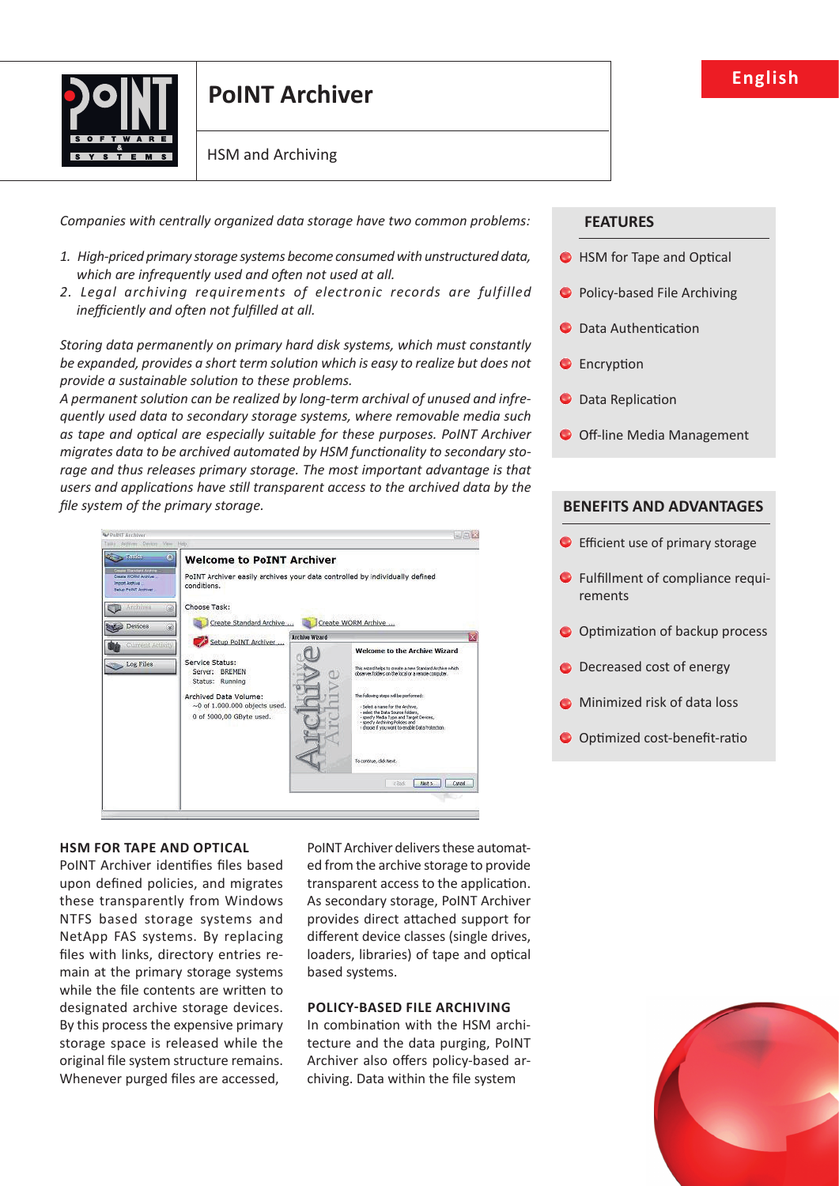English

# PoINT Archiver

HSM and Archiving

*Companies with centrally organized data storage have two common problems:*

1. *High-priced primary storage systems become consumed with unstructured data, which are infrequently used and often not used at all.*
2. *Legal archiving requirements of electronic records are fulfilled inefficiently and often not fulfilled at all.*

*Storing data permanently on primary hard disk systems, which must constantly be expanded, provides a short term solution which is easy to realize but does not provide a sustainable solution to these problems.*
*A permanent solution can be realized by long-term archival of unused and infrequently used data to secondary storage systems, where removable media such as tape and optical are especially suitable for these purposes. PoINT Archiver migrates data to be archived automated by HSM functionality to secondary storage and thus releases primary storage. The most important advantage is that users and applications have still transparent access to the archived data by the file system of the primary storage.*

### HSM FOR TAPE AND OPTICAL

PoINT Archiver identifies files based upon defined policies, and migrates these transparently from Windows NTFS based storage systems and NetApp FAS systems. By replacing files with links, directory entries remain at the primary storage systems while the file contents are written to designated archive storage devices. By this process the expensive primary storage space is released while the original file system structure remains. Whenever purged files are accessed, PoINT Archiver delivers these automated from the archive storage to provide transparent access to the application. As secondary storage, PoINT Archiver provides direct attached support for different device classes (single drives, loaders, libraries) of tape and optical based systems.

### POLICY-BASED FILE ARCHIVING

In combination with the HSM architecture and the data purging, PoINT Archiver also offers policy-based archiving. Data within the file system

## FEATURES

- HSM for Tape and Optical
- Policy-based File Archiving
- Data Authentication
- Encryption
- Data Replication
- Off-line Media Management

## BENEFITS AND ADVANTAGES

- Efficient use of primary storage
- Fulfillment of compliance requirements
- Optimization of backup process
- Decreased cost of energy
- Minimized risk of data loss
- Optimized cost-benefit-ratio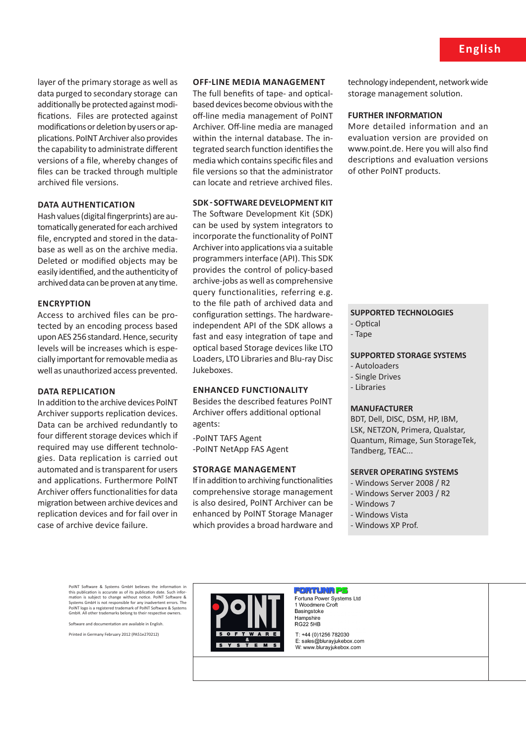English

layer of the primary storage as well as data purged to secondary storage can additionally be protected against modifications. Files are protected against modifications or deletion by users or applications. PoINT Archiver also provides the capability to administrate different versions of a file, whereby changes of files can be tracked through multiple archived file versions.

## DATA AUTHENTICATION

Hash values (digital fingerprints) are automatically generated for each archived file, encrypted and stored in the database as well as on the archive media. Deleted or modified objects may be easily identified, and the authenticity of archived data can be proven at any time.

## ENCRYPTION

Access to archived files can be protected by an encoding process based upon AES 256 standard. Hence, security levels will be increases which is especially important for removable media as well as unauthorized access prevented.

## DATA REPLICATION

In addition to the archive devices PoINT Archiver supports replication devices. Data can be archived redundantly to four different storage devices which if required may use different technologies. Data replication is carried out automated and is transparent for users and applications. Furthermore PoINT Archiver offers functionalities for data migration between archive devices and replication devices and for fail over in case of archive device failure.

## OFF-LINE MEDIA MANAGEMENT

The full benefits of tape- and optical-based devices become obvious with the off-line media management of PoINT Archiver. Off-line media are managed within the internal database. The integrated search function identifies the media which contains specific files and file versions so that the administrator can locate and retrieve archived files.

## SDK - SOFTWARE DEVELOPMENT KIT

The Software Development Kit (SDK) can be used by system integrators to incorporate the functionality of PoINT Archiver into applications via a suitable programmers interface (API). This SDK provides the control of policy-based archive-jobs as well as comprehensive query functionalities, referring e.g. to the file path of archived data and configuration settings. The hardware-independent API of the SDK allows a fast and easy integration of tape and optical based Storage devices like LTO Loaders, LTO Libraries and Blu-ray Disc Jukeboxes.

## ENHANCED FUNCTIONALITY

Besides the described features PoINT Archiver offers additional optional agents:

-PoINT TAFS Agent
-PoINT NetApp FAS Agent

## STORAGE MANAGEMENT

If in addition to archiving functionalities comprehensive storage management is also desired, PoINT Archiver can be enhanced by PoINT Storage Manager which provides a broad hardware and technology independent, network wide storage management solution.

## FURTHER INFORMATION

More detailed information and an evaluation version are provided on www.point.de. Here you will also find descriptions and evaluation versions of other PoINT products.

### SUPPORTED TECHNOLOGIES

- Optical
- Tape

### SUPPORTED STORAGE SYSTEMS

- Autoloaders
- Single Drives
- Libraries

### MANUFACTURER

BDT, Dell, DISC, DSM, HP, IBM, LSK, NETZON, Primera, Qualstar, Quantum, Rimage, Sun StorageTek, Tandberg, TEAC...

### SERVER OPERATING SYSTEMS

- Windows Server 2008 / R2
- Windows Server 2003 / R2
- Windows 7
- Windows Vista
- Windows XP Prof.

PoINT Software & Systems GmbH believes the information in this publication is accurate as of its publication date. Such information is subject to change without notice. PoINT Software & Systems GmbH is not responsible for any inadvertent errors. The PoINT logo is a registered trademark of PoINT Software & Systems GmbH. All other trademarks belong to their respective owners.

Software and documentation are available in English.

Printed in Germany February 2012 (PA51e270212)

PoINT SOFTWARE & SYSTEMS

FORTUNA PS
Fortuna Power Systems Ltd
1 Woodmere Croft
Basingstoke
Hampshire
RG22 5HB

T: +44 (0)1256 782030
E: sales@bluerayjukebox.com
W: www.blurayjukebox.com